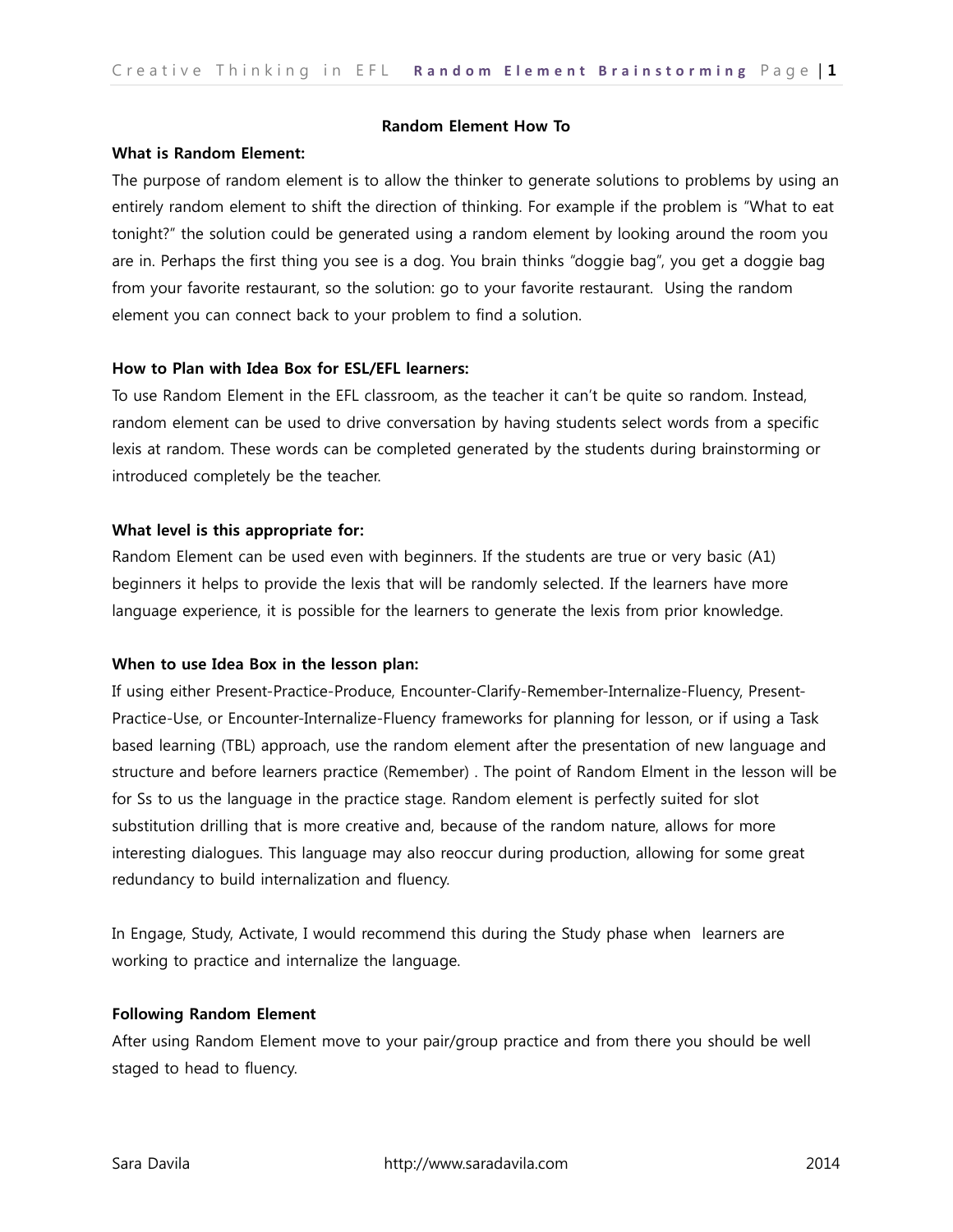# Random Element How To

**What is Random Element:**

The purpose of random element is to allow the thinker to generate solutions to problems by using an entirely random element to shift the direction of thinking. For example if the problem is "What to eat tonight?" the solution could be generated using a random element by looking around the room you are in. Perhaps the first thing you see is a dog. You brain thinks "doggie bag", you get a doggie bag from your favorite restaurant, so the solution: go to your favorite restaurant. Using the random element you can connect back to your problem to find a solution.

**How to Plan with Idea Box for ESL/EFL learners:**

To use Random Element in the EFL classroom, as the teacher it can't be quite so random. Instead, random element can be used to drive conversation by having students select words from a specific lexis at random. These words can be completed generated by the students during brainstorming or introduced completely be the teacher.

**What level is this appropriate for:**

Random Element can be used even with beginners. If the students are true or very basic (A1) beginners it helps to provide the lexis that will be randomly selected. If the learners have more language experience, it is possible for the learners to generate the lexis from prior knowledge.

**When to use Idea Box in the lesson plan:**

If using either Present-Practice-Produce, Encounter-Clarify-Remember-Internalize-Fluency, Present-Practice-Use, or Encounter-Internalize-Fluency frameworks for planning for lesson, or if using a Task based learning (TBL) approach, use the random element after the presentation of new language and structure and before learners practice (Remember) . The point of Random Elment in the lesson will be for Ss to us the language in the practice stage. Random element is perfectly suited for slot substitution drilling that is more creative and, because of the random nature, allows for more interesting dialogues. This language may also reoccur during production, allowing for some great redundancy to build internalization and fluency.

In Engage, Study, Activate, I would recommend this during the Study phase when learners are working to practice and internalize the language.

**Following Random Element**

After using Random Element move to your pair/group practice and from there you should be well staged to head to fluency.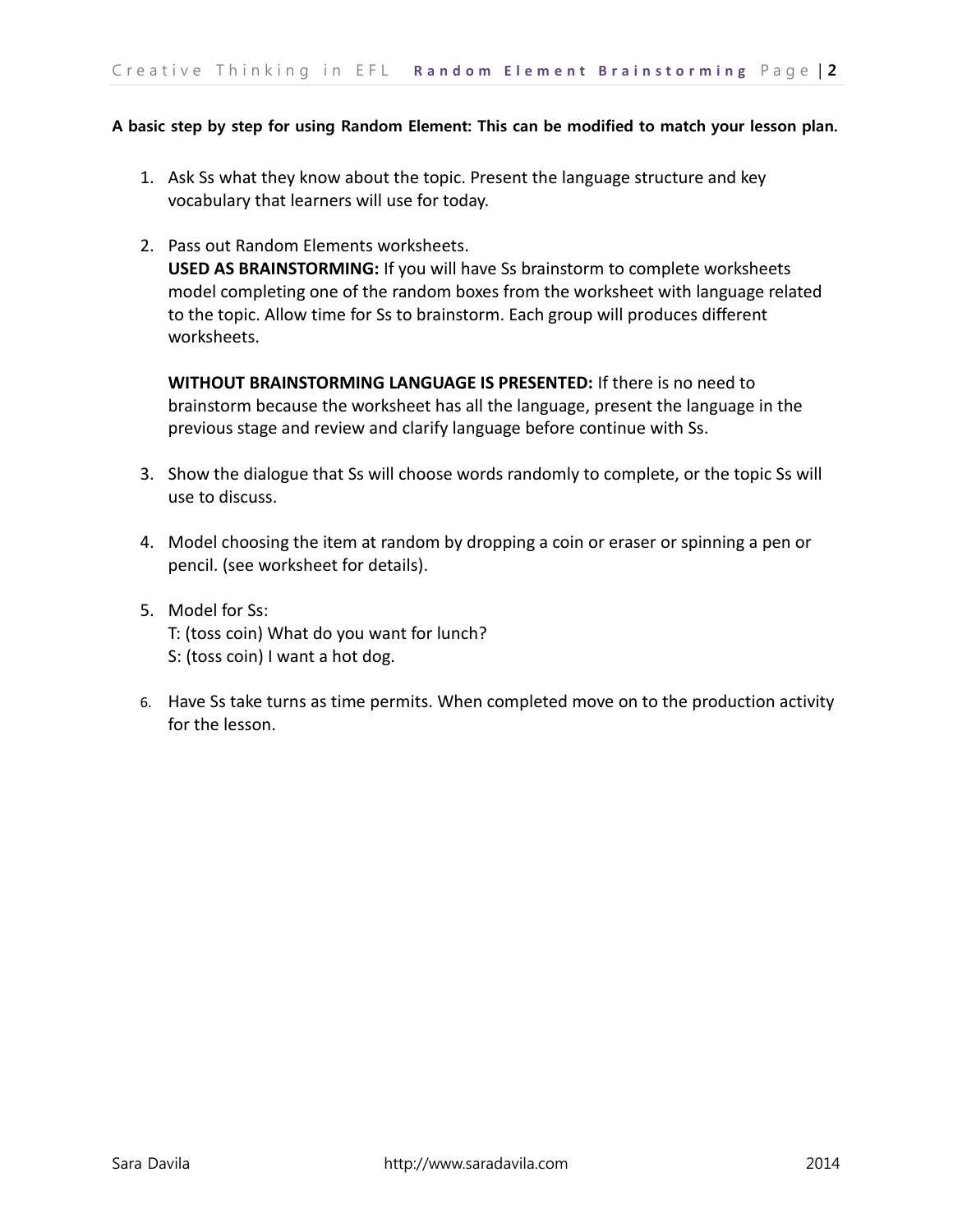**A basic step by step for using Random Element: This can be modified to match your lesson plan.**

1. Ask Ss what they know about the topic. Present the language structure and key vocabulary that learners will use for today.

2. Pass out Random Elements worksheets.
   **USED AS BRAINSTORMING:** If you will have Ss brainstorm to complete worksheets model completing one of the random boxes from the worksheet with language related to the topic. Allow time for Ss to brainstorm. Each group will produces different worksheets.

   **WITHOUT BRAINSTORMING LANGUAGE IS PRESENTED:** If there is no need to brainstorm because the worksheet has all the language, present the language in the previous stage and review and clarify language before continue with Ss.

3. Show the dialogue that Ss will choose words randomly to complete, or the topic Ss will use to discuss.

4. Model choosing the item at random by dropping a coin or eraser or spinning a pen or pencil. (see worksheet for details).

5. Model for Ss:
   T: (toss coin) What do you want for lunch?
   S: (toss coin) I want a hot dog.

6. Have Ss take turns as time permits. When completed move on to the production activity for the lesson.